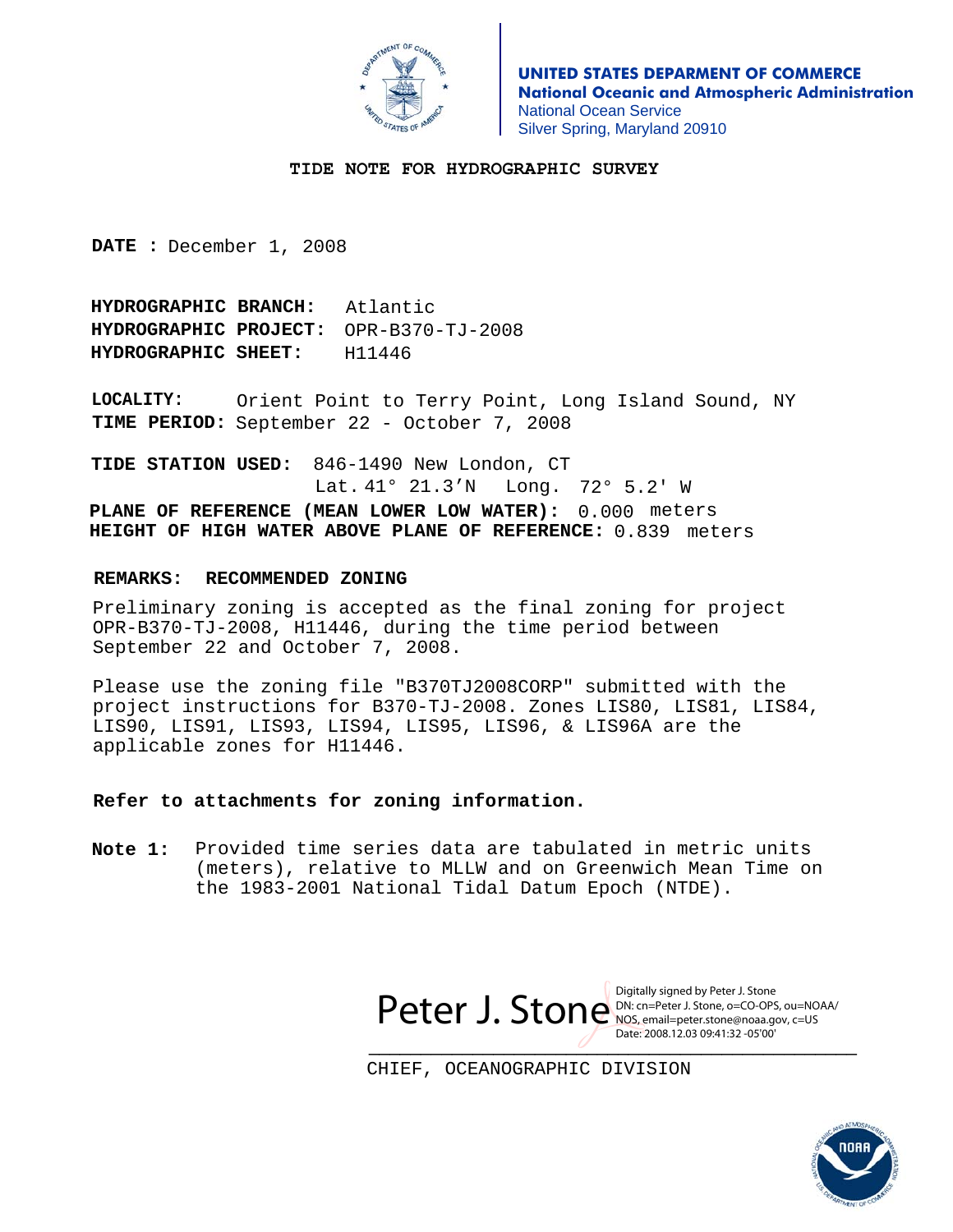**UNITED STATES DEPARMENT OF COMMERCE**
**National Oceanic and Atmospheric Administration**
National Ocean Service
Silver Spring, Maryland 20910

# TIDE NOTE FOR HYDROGRAPHIC SURVEY

**DATE :** December 1, 2008

**HYDROGRAPHIC BRANCH:** Atlantic
**HYDROGRAPHIC PROJECT:** OPR-B370-TJ-2008
**HYDROGRAPHIC SHEET:** H11446

**LOCALITY:** Orient Point to Terry Point, Long Island Sound, NY
**TIME PERIOD:** September 22 - October 7, 2008

**TIDE STATION USED:** 846-1490 New London, CT
Lat. 41° 21.3'N Long. 72° 5.2' W
**PLANE OF REFERENCE (MEAN LOWER LOW WATER):** 0.000 meters
**HEIGHT OF HIGH WATER ABOVE PLANE OF REFERENCE:** 0.839 meters

**REMARKS: RECOMMENDED ZONING**

Preliminary zoning is accepted as the final zoning for project OPR-B370-TJ-2008, H11446, during the time period between September 22 and October 7, 2008.

Please use the zoning file "B370TJ2008CORP" submitted with the project instructions for B370-TJ-2008. Zones LIS80, LIS81, LIS84, LIS90, LIS91, LIS93, LIS94, LIS95, LIS96, & LIS96A are the applicable zones for H11446.

**Refer to attachments for zoning information.**

**Note 1:** Provided time series data are tabulated in metric units (meters), relative to MLLW and on Greenwich Mean Time on the 1983-2001 National Tidal Datum Epoch (NTDE).

Peter J. Stone
Digitally signed by Peter J. Stone
DN: cn=Peter J. Stone, o=CO-OPS, ou=NOAA/NOS, email=peter.stone@noaa.gov, c=US
Date: 2008.12.03 09:41:32 -05'00'

CHIEF, OCEANOGRAPHIC DIVISION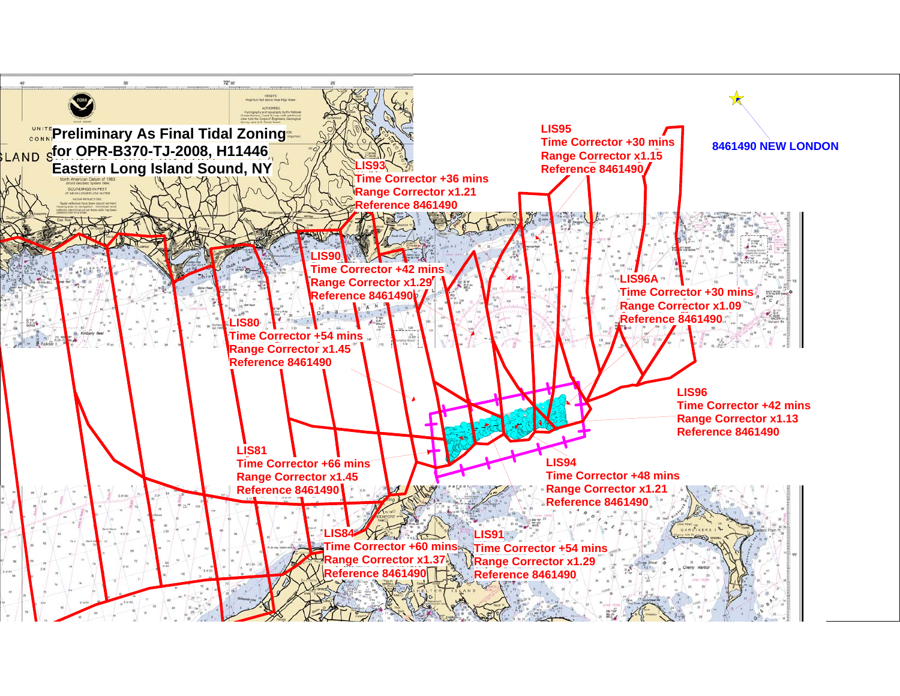# Preliminary As Final Tidal Zoning for OPR-B370-TJ-2008, H11446 Eastern Long Island Sound, NY

8461490 NEW LONDON

**LIS95**
Time Corrector +30 mins
Range Corrector x1.15
Reference 8461490

**LIS93**
Time Corrector +36 mins
Range Corrector x1.21
Reference 8461490

**LIS90**
Time Corrector +42 mins
Range Corrector x1.29
Reference 8461490

**LIS96A**
Time Corrector +30 mins
Range Corrector x1.09
Reference 8461490

**LIS80**
Time Corrector +54 mins
Range Corrector x1.45
Reference 8461490

**LIS96**
Time Corrector +42 mins
Range Corrector x1.13
Reference 8461490

**LIS81**
Time Corrector +66 mins
Range Corrector x1.45
Reference 8461490

**LIS94**
Time Corrector +48 mins
Range Corrector x1.21
Reference 8461490

**LIS84**
Time Corrector +60 mins
Range Corrector x1.37
Reference 8461490

**LIS91**
Time Corrector +54 mins
Range Corrector x1.29
Reference 8461490